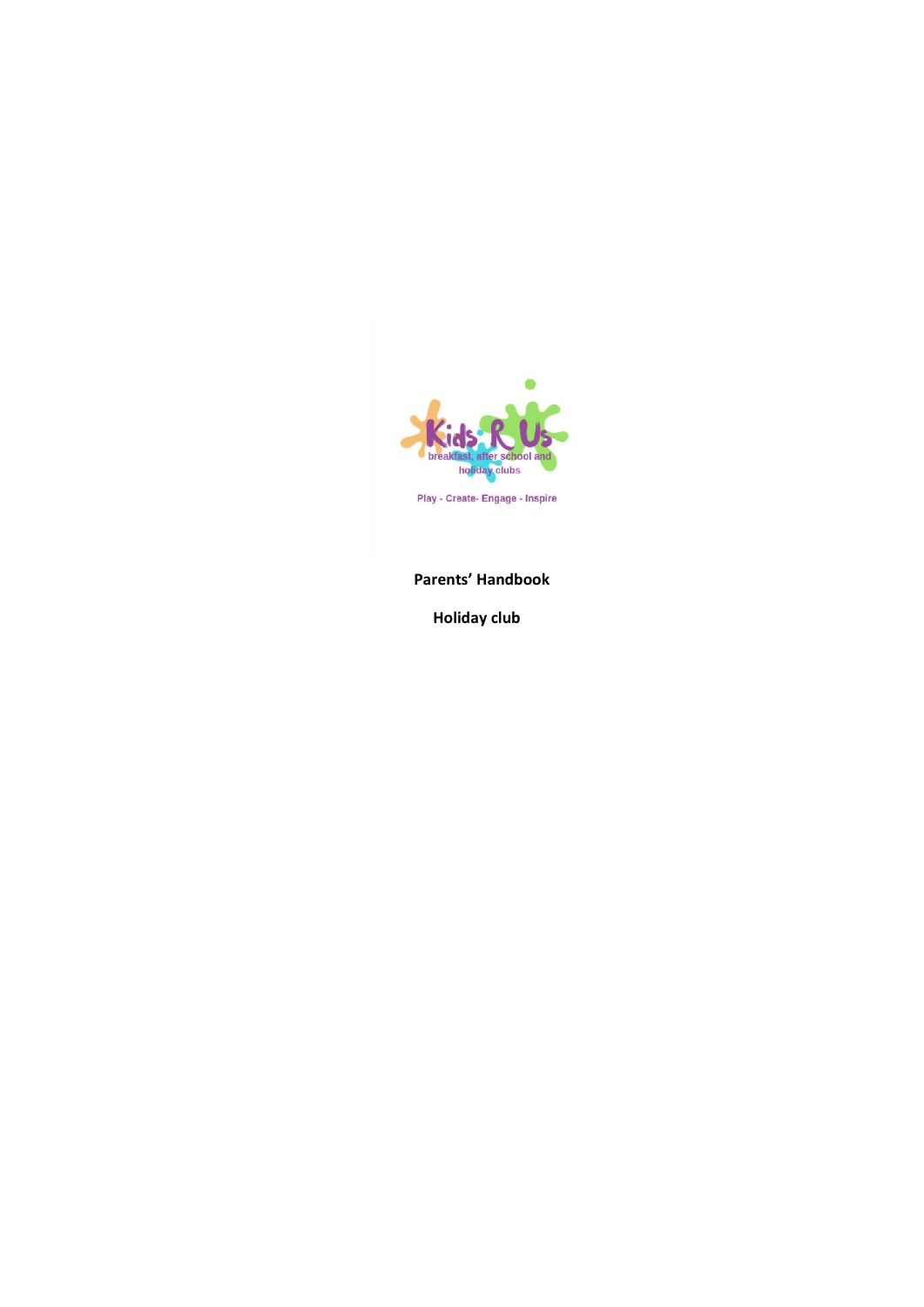Kids R Us

breakfast, after school and holiday clubs

Play - Create- Engage - Inspire

**Parents' Handbook**

**Holiday club**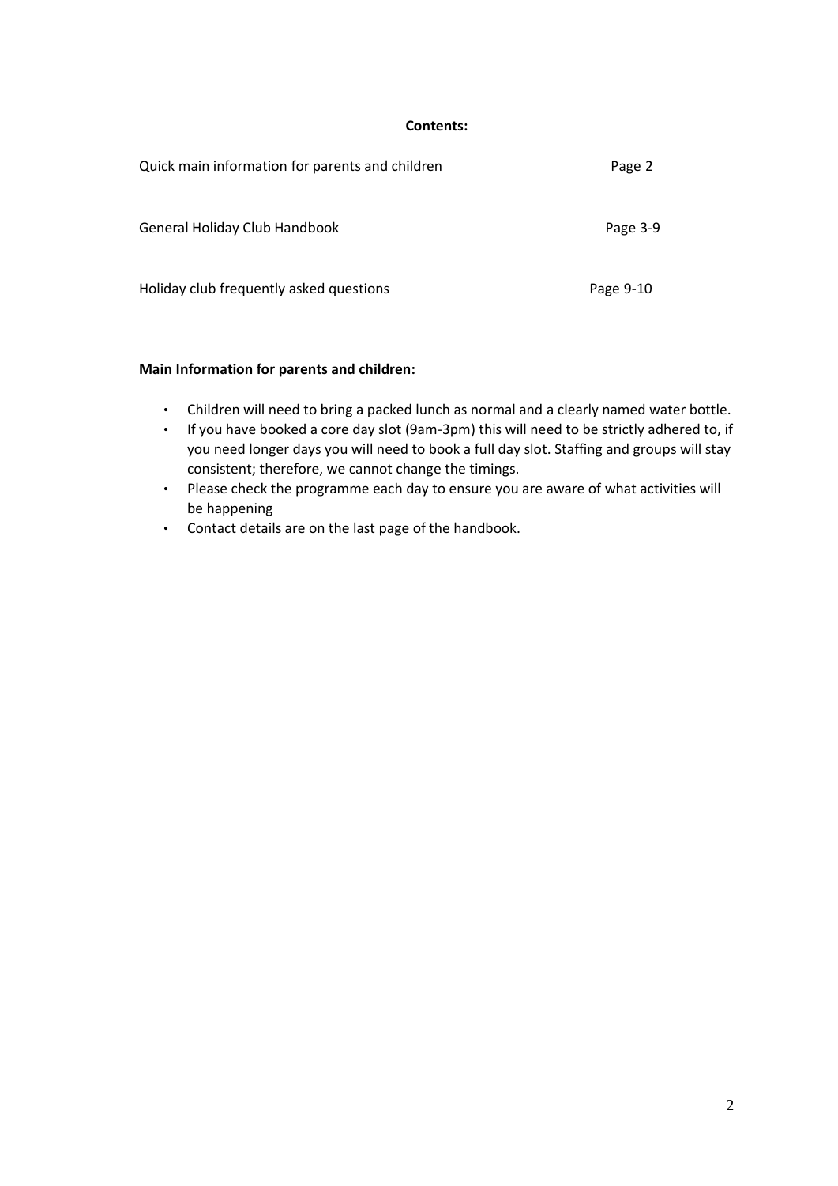**Contents:**

| | |
|---|---|
| Quick main information for parents and children | Page 2 |
| General Holiday Club Handbook | Page 3-9 |
| Holiday club frequently asked questions | Page 9-10 |

**Main Information for parents and children:**

- Children will need to bring a packed lunch as normal and a clearly named water bottle.
- If you have booked a core day slot (9am-3pm) this will need to be strictly adhered to, if you need longer days you will need to book a full day slot. Staffing and groups will stay consistent; therefore, we cannot change the timings.
- Please check the programme each day to ensure you are aware of what activities will be happening
- Contact details are on the last page of the handbook.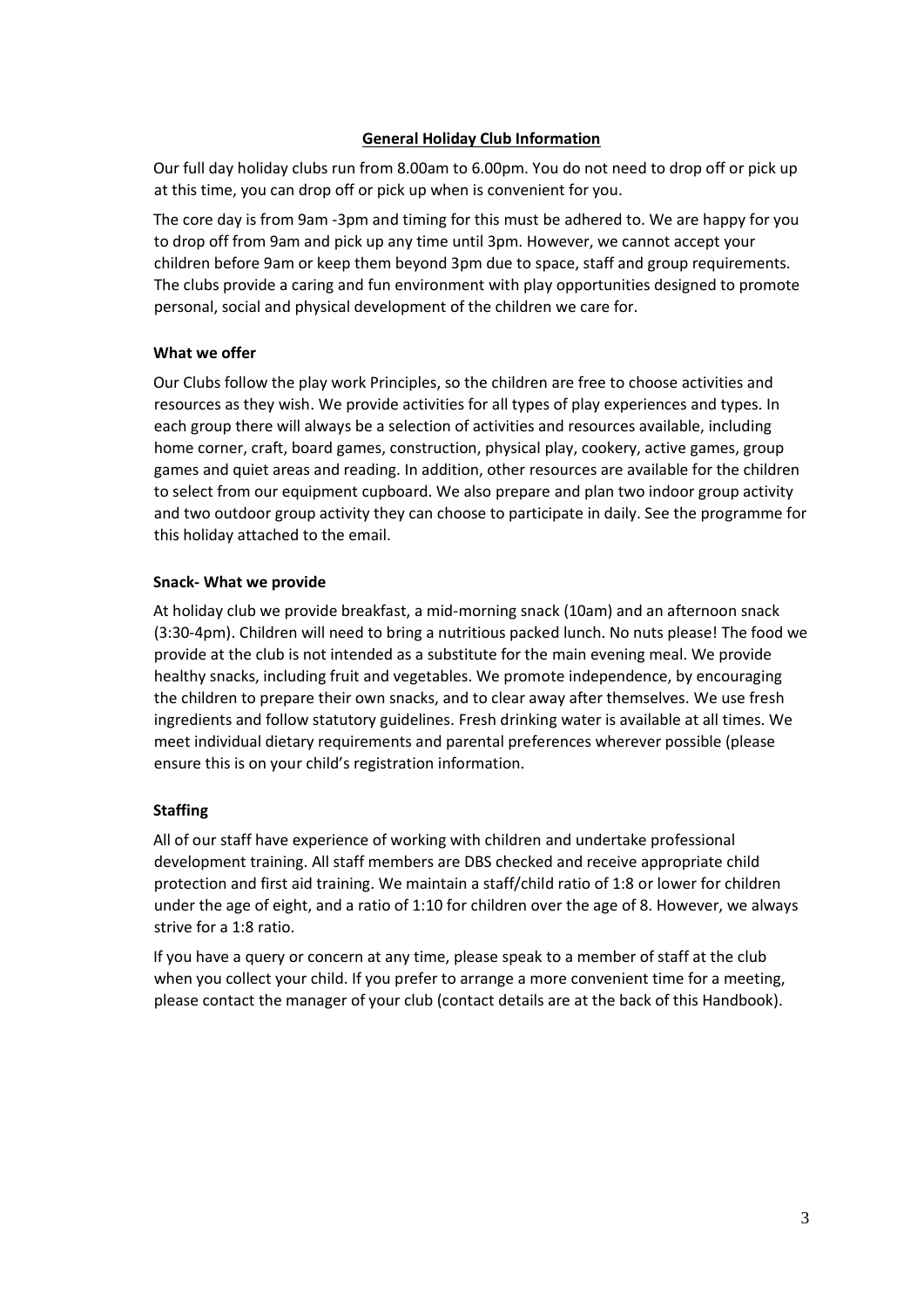## General Holiday Club Information

Our full day holiday clubs run from 8.00am to 6.00pm. You do not need to drop off or pick up at this time, you can drop off or pick up when is convenient for you.

The core day is from 9am -3pm and timing for this must be adhered to. We are happy for you to drop off from 9am and pick up any time until 3pm. However, we cannot accept your children before 9am or keep them beyond 3pm due to space, staff and group requirements. The clubs provide a caring and fun environment with play opportunities designed to promote personal, social and physical development of the children we care for.

### What we offer

Our Clubs follow the play work Principles, so the children are free to choose activities and resources as they wish. We provide activities for all types of play experiences and types. In each group there will always be a selection of activities and resources available, including home corner, craft, board games, construction, physical play, cookery, active games, group games and quiet areas and reading. In addition, other resources are available for the children to select from our equipment cupboard. We also prepare and plan two indoor group activity and two outdoor group activity they can choose to participate in daily. See the programme for this holiday attached to the email.

### Snack- What we provide

At holiday club we provide breakfast, a mid-morning snack (10am) and an afternoon snack (3:30-4pm). Children will need to bring a nutritious packed lunch. No nuts please! The food we provide at the club is not intended as a substitute for the main evening meal. We provide healthy snacks, including fruit and vegetables. We promote independence, by encouraging the children to prepare their own snacks, and to clear away after themselves. We use fresh ingredients and follow statutory guidelines. Fresh drinking water is available at all times. We meet individual dietary requirements and parental preferences wherever possible (please ensure this is on your child's registration information.

### Staffing

All of our staff have experience of working with children and undertake professional development training. All staff members are DBS checked and receive appropriate child protection and first aid training. We maintain a staff/child ratio of 1:8 or lower for children under the age of eight, and a ratio of 1:10 for children over the age of 8. However, we always strive for a 1:8 ratio.

If you have a query or concern at any time, please speak to a member of staff at the club when you collect your child. If you prefer to arrange a more convenient time for a meeting, please contact the manager of your club (contact details are at the back of this Handbook).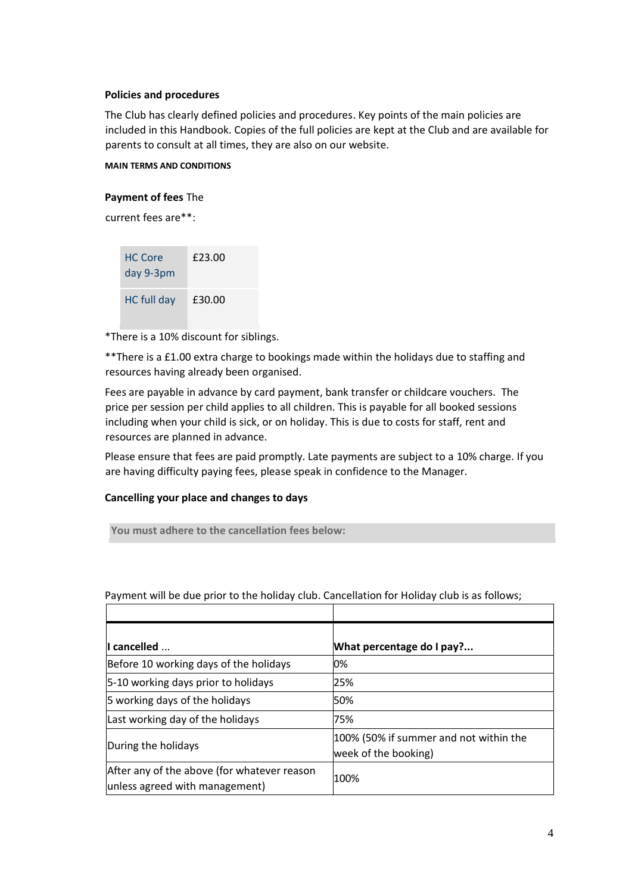**Policies and procedures**

The Club has clearly defined policies and procedures. Key points of the main policies are included in this Handbook. Copies of the full policies are kept at the Club and are available for parents to consult at all times, they are also on our website.

**MAIN TERMS AND CONDITIONS**

**Payment of fees** The current fees are**:

| | |
|---|---|
| HC Core day 9-3pm | £23.00 |
| HC full day | £30.00 |

*There is a 10% discount for siblings.

**There is a £1.00 extra charge to bookings made within the holidays due to staffing and resources having already been organised.

Fees are payable in advance by card payment, bank transfer or childcare vouchers. The price per session per child applies to all children. This is payable for all booked sessions including when your child is sick, or on holiday. This is due to costs for staff, rent and resources are planned in advance.

Please ensure that fees are paid promptly. Late payments are subject to a 10% charge. If you are having difficulty paying fees, please speak in confidence to the Manager.

**Cancelling your place and changes to days**

**You must adhere to the cancellation fees below:**

Payment will be due prior to the holiday club. Cancellation for Holiday club is as follows;

| **I cancelled** ... | **What percentage do I pay?...** |
|---|---|
| Before 10 working days of the holidays | 0% |
| 5-10 working days prior to holidays | 25% |
| 5 working days of the holidays | 50% |
| Last working day of the holidays | 75% |
| During the holidays | 100% (50% if summer and not within the week of the booking) |
| After any of the above (for whatever reason unless agreed with management) | 100% |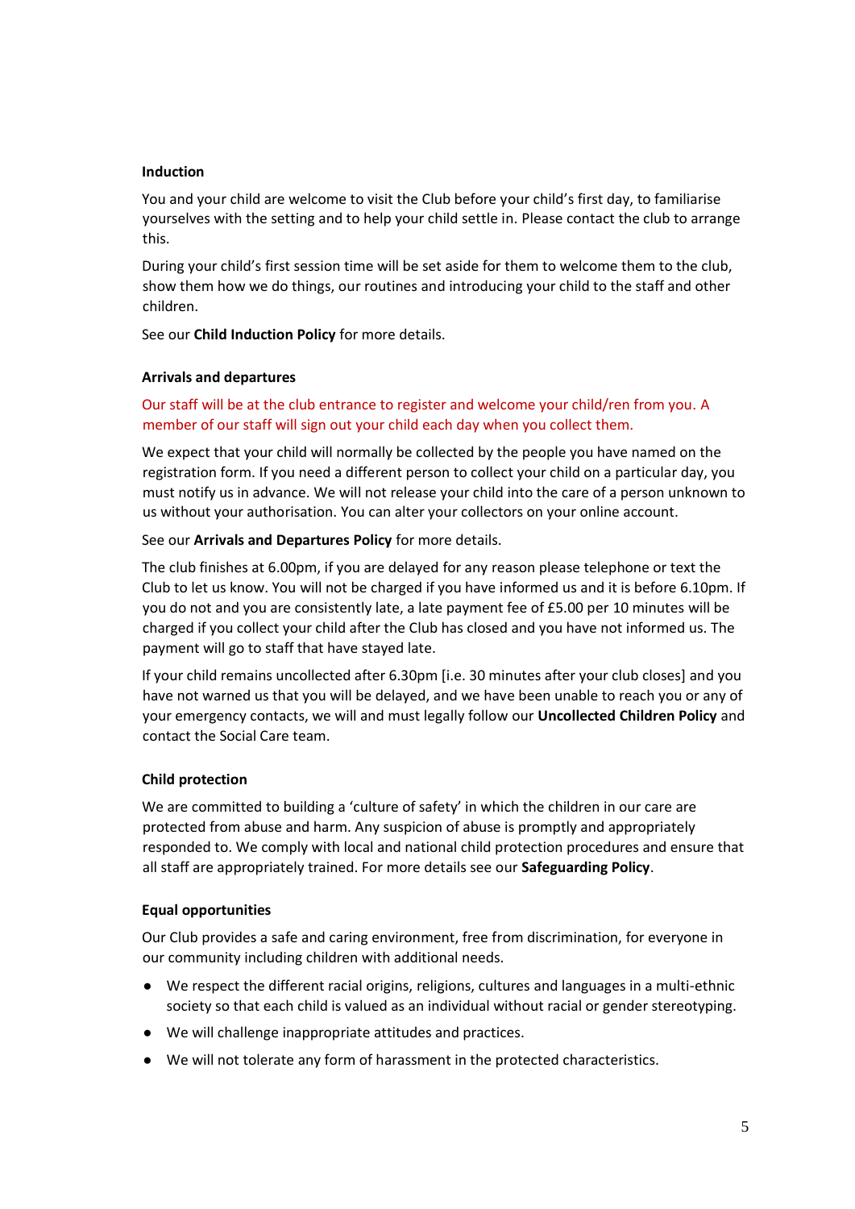**Induction**

You and your child are welcome to visit the Club before your child's first day, to familiarise yourselves with the setting and to help your child settle in. Please contact the club to arrange this.

During your child's first session time will be set aside for them to welcome them to the club, show them how we do things, our routines and introducing your child to the staff and other children.

See our **Child Induction Policy** for more details.

**Arrivals and departures**

Our staff will be at the club entrance to register and welcome your child/ren from you. A member of our staff will sign out your child each day when you collect them.

We expect that your child will normally be collected by the people you have named on the registration form. If you need a different person to collect your child on a particular day, you must notify us in advance. We will not release your child into the care of a person unknown to us without your authorisation. You can alter your collectors on your online account.

See our **Arrivals and Departures Policy** for more details.

The club finishes at 6.00pm, if you are delayed for any reason please telephone or text the Club to let us know. You will not be charged if you have informed us and it is before 6.10pm. If you do not and you are consistently late, a late payment fee of £5.00 per 10 minutes will be charged if you collect your child after the Club has closed and you have not informed us. The payment will go to staff that have stayed late.

If your child remains uncollected after 6.30pm [i.e. 30 minutes after your club closes] and you have not warned us that you will be delayed, and we have been unable to reach you or any of your emergency contacts, we will and must legally follow our **Uncollected Children Policy** and contact the Social Care team.

**Child protection**

We are committed to building a 'culture of safety' in which the children in our care are protected from abuse and harm. Any suspicion of abuse is promptly and appropriately responded to. We comply with local and national child protection procedures and ensure that all staff are appropriately trained. For more details see our **Safeguarding Policy**.

**Equal opportunities**

Our Club provides a safe and caring environment, free from discrimination, for everyone in our community including children with additional needs.

- We respect the different racial origins, religions, cultures and languages in a multi-ethnic society so that each child is valued as an individual without racial or gender stereotyping.
- We will challenge inappropriate attitudes and practices.
- We will not tolerate any form of harassment in the protected characteristics.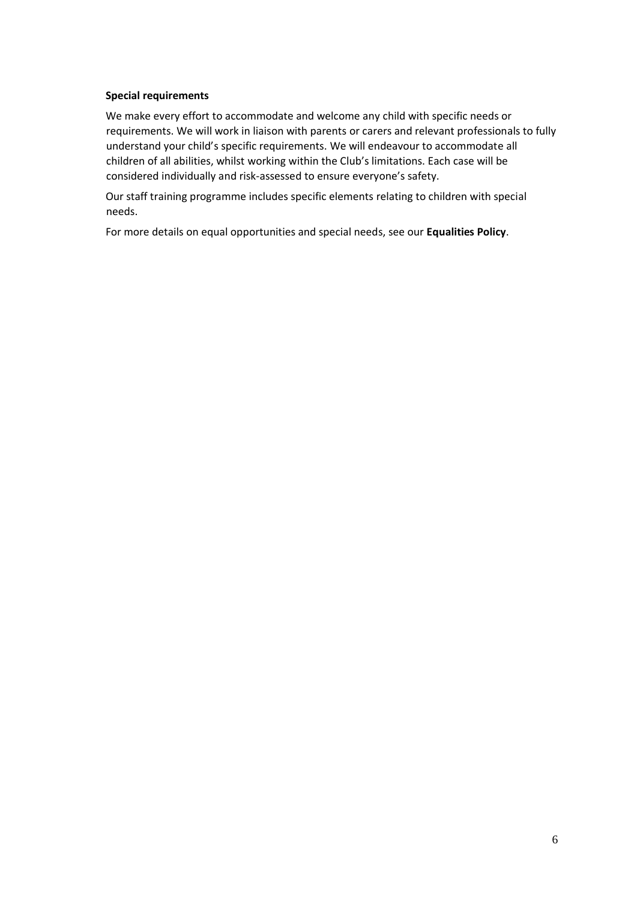**Special requirements**

We make every effort to accommodate and welcome any child with specific needs or requirements. We will work in liaison with parents or carers and relevant professionals to fully understand your child's specific requirements. We will endeavour to accommodate all children of all abilities, whilst working within the Club's limitations. Each case will be considered individually and risk-assessed to ensure everyone's safety.

Our staff training programme includes specific elements relating to children with special needs.

For more details on equal opportunities and special needs, see our **Equalities Policy**.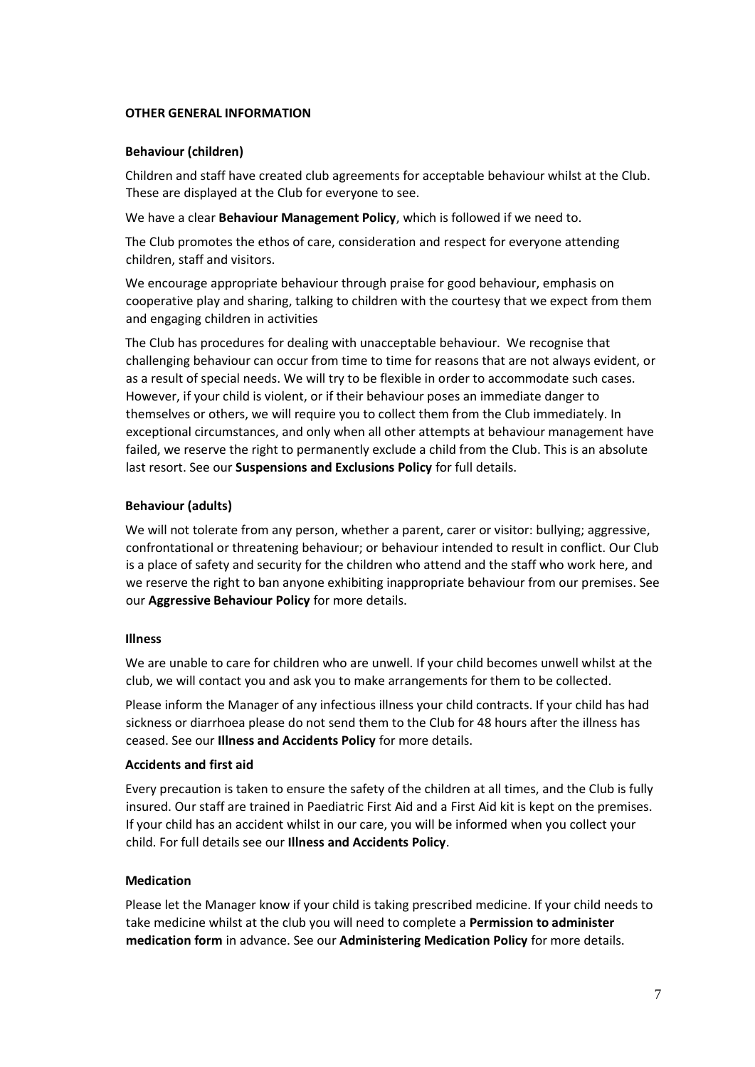## OTHER GENERAL INFORMATION

### Behaviour (children)

Children and staff have created club agreements for acceptable behaviour whilst at the Club. These are displayed at the Club for everyone to see.

We have a clear **Behaviour Management Policy**, which is followed if we need to.

The Club promotes the ethos of care, consideration and respect for everyone attending children, staff and visitors.

We encourage appropriate behaviour through praise for good behaviour, emphasis on cooperative play and sharing, talking to children with the courtesy that we expect from them and engaging children in activities

The Club has procedures for dealing with unacceptable behaviour. We recognise that challenging behaviour can occur from time to time for reasons that are not always evident, or as a result of special needs. We will try to be flexible in order to accommodate such cases. However, if your child is violent, or if their behaviour poses an immediate danger to themselves or others, we will require you to collect them from the Club immediately. In exceptional circumstances, and only when all other attempts at behaviour management have failed, we reserve the right to permanently exclude a child from the Club. This is an absolute last resort. See our **Suspensions and Exclusions Policy** for full details.

### Behaviour (adults)

We will not tolerate from any person, whether a parent, carer or visitor: bullying; aggressive, confrontational or threatening behaviour; or behaviour intended to result in conflict. Our Club is a place of safety and security for the children who attend and the staff who work here, and we reserve the right to ban anyone exhibiting inappropriate behaviour from our premises. See our **Aggressive Behaviour Policy** for more details.

### Illness

We are unable to care for children who are unwell. If your child becomes unwell whilst at the club, we will contact you and ask you to make arrangements for them to be collected.

Please inform the Manager of any infectious illness your child contracts. If your child has had sickness or diarrhoea please do not send them to the Club for 48 hours after the illness has ceased. See our **Illness and Accidents Policy** for more details.

### Accidents and first aid

Every precaution is taken to ensure the safety of the children at all times, and the Club is fully insured. Our staff are trained in Paediatric First Aid and a First Aid kit is kept on the premises. If your child has an accident whilst in our care, you will be informed when you collect your child. For full details see our **Illness and Accidents Policy**.

### Medication

Please let the Manager know if your child is taking prescribed medicine. If your child needs to take medicine whilst at the club you will need to complete a **Permission to administer medication form** in advance. See our **Administering Medication Policy** for more details.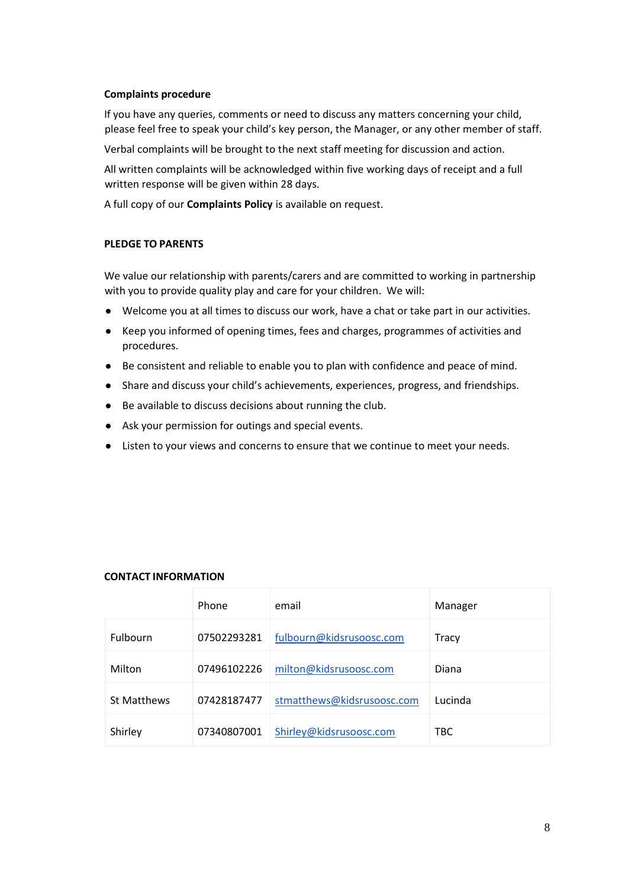**Complaints procedure**

If you have any queries, comments or need to discuss any matters concerning your child, please feel free to speak your child's key person, the Manager, or any other member of staff.

Verbal complaints will be brought to the next staff meeting for discussion and action.

All written complaints will be acknowledged within five working days of receipt and a full written response will be given within 28 days.

A full copy of our **Complaints Policy** is available on request.

**PLEDGE TO PARENTS**

We value our relationship with parents/carers and are committed to working in partnership with you to provide quality play and care for your children. We will:

- Welcome you at all times to discuss our work, have a chat or take part in our activities.
- Keep you informed of opening times, fees and charges, programmes of activities and procedures.
- Be consistent and reliable to enable you to plan with confidence and peace of mind.
- Share and discuss your child's achievements, experiences, progress, and friendships.
- Be available to discuss decisions about running the club.
- Ask your permission for outings and special events.
- Listen to your views and concerns to ensure that we continue to meet your needs.

**CONTACT INFORMATION**

| | Phone | email | Manager |
|---|---|---|---|
| Fulbourn | 07502293281 | fulbourn@kidsrusoosc.com | Tracy |
| Milton | 07496102226 | milton@kidsrusoosc.com | Diana |
| St Matthews | 07428187477 | stmatthews@kidsrusoosc.com | Lucinda |
| Shirley | 07340807001 | Shirley@kidsrusoosc.com | TBC |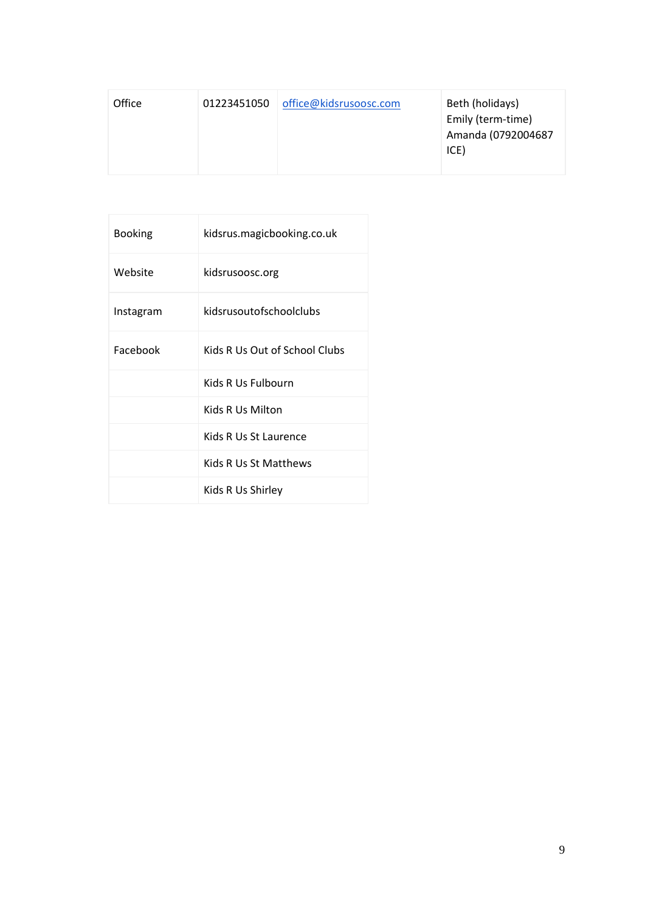| | | | |
|---|---|---|---|
| Office | 01223451050 | office@kidsrusoosc.com | Beth (holidays)<br>Emily (term-time)<br>Amanda (0792004687 ICE) |

| | |
|---|---|
| Booking | kidsrus.magicbooking.co.uk |
| Website | kidsrusoosc.org |
| Instagram | kidsrusoutofschoolclubs |
| Facebook | Kids R Us Out of School Clubs |
| | Kids R Us Fulbourn |
| | Kids R Us Milton |
| | Kids R Us St Laurence |
| | Kids R Us St Matthews |
| | Kids R Us Shirley |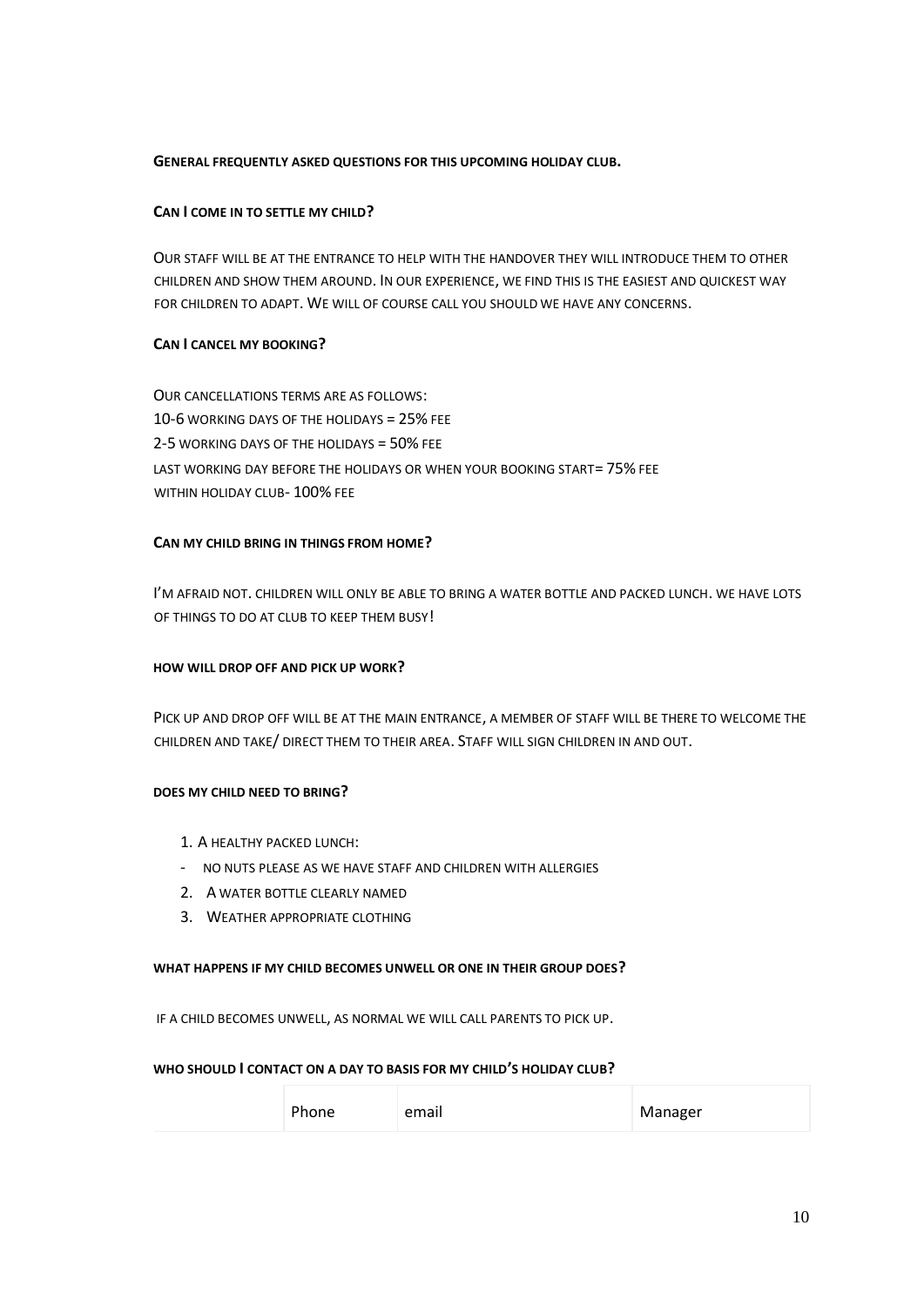**GENERAL FREQUENTLY ASKED QUESTIONS FOR THIS UPCOMING HOLIDAY CLUB.**

**CAN I COME IN TO SETTLE MY CHILD?**

OUR STAFF WILL BE AT THE ENTRANCE TO HELP WITH THE HANDOVER THEY WILL INTRODUCE THEM TO OTHER CHILDREN AND SHOW THEM AROUND. IN OUR EXPERIENCE, WE FIND THIS IS THE EASIEST AND QUICKEST WAY FOR CHILDREN TO ADAPT. WE WILL OF COURSE CALL YOU SHOULD WE HAVE ANY CONCERNS.

**CAN I CANCEL MY BOOKING?**

OUR CANCELLATIONS TERMS ARE AS FOLLOWS:
10-6 WORKING DAYS OF THE HOLIDAYS = 25% FEE
2-5 WORKING DAYS OF THE HOLIDAYS = 50% FEE
LAST WORKING DAY BEFORE THE HOLIDAYS OR WHEN YOUR BOOKING START= 75% FEE
WITHIN HOLIDAY CLUB- 100% FEE

**CAN MY CHILD BRING IN THINGS FROM HOME?**

I'M AFRAID NOT. CHILDREN WILL ONLY BE ABLE TO BRING A WATER BOTTLE AND PACKED LUNCH. WE HAVE LOTS OF THINGS TO DO AT CLUB TO KEEP THEM BUSY!

**HOW WILL DROP OFF AND PICK UP WORK?**

PICK UP AND DROP OFF WILL BE AT THE MAIN ENTRANCE, A MEMBER OF STAFF WILL BE THERE TO WELCOME THE CHILDREN AND TAKE/ DIRECT THEM TO THEIR AREA. STAFF WILL SIGN CHILDREN IN AND OUT.

**DOES MY CHILD NEED TO BRING?**

1. A HEALTHY PACKED LUNCH:
   - NO NUTS PLEASE AS WE HAVE STAFF AND CHILDREN WITH ALLERGIES
2. A WATER BOTTLE CLEARLY NAMED
3. WEATHER APPROPRIATE CLOTHING

**WHAT HAPPENS IF MY CHILD BECOMES UNWELL OR ONE IN THEIR GROUP DOES?**

IF A CHILD BECOMES UNWELL, AS NORMAL WE WILL CALL PARENTS TO PICK UP.

**WHO SHOULD I CONTACT ON A DAY TO BASIS FOR MY CHILD'S HOLIDAY CLUB?**

| | Phone | email | Manager |
|---|---|---|---|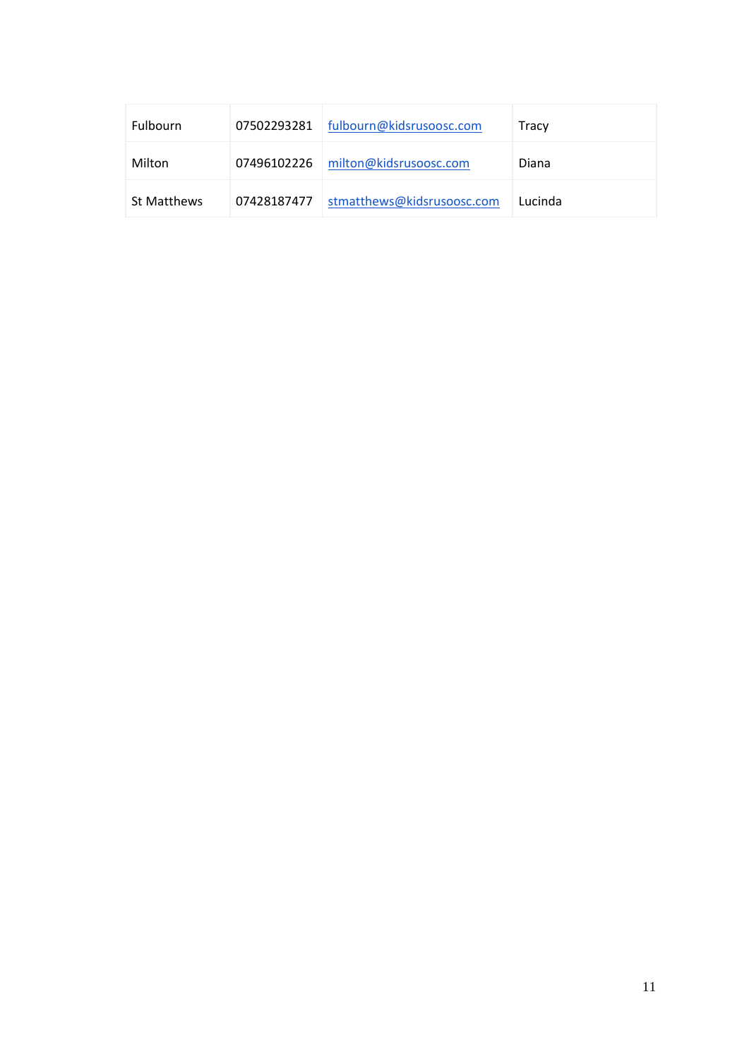| | | | |
|---|---|---|---|
| Fulbourn | 07502293281 | fulbourn@kidsrusoosc.com | Tracy |
| Milton | 07496102226 | milton@kidsrusoosc.com | Diana |
| St Matthews | 07428187477 | stmatthews@kidsrusoosc.com | Lucinda |